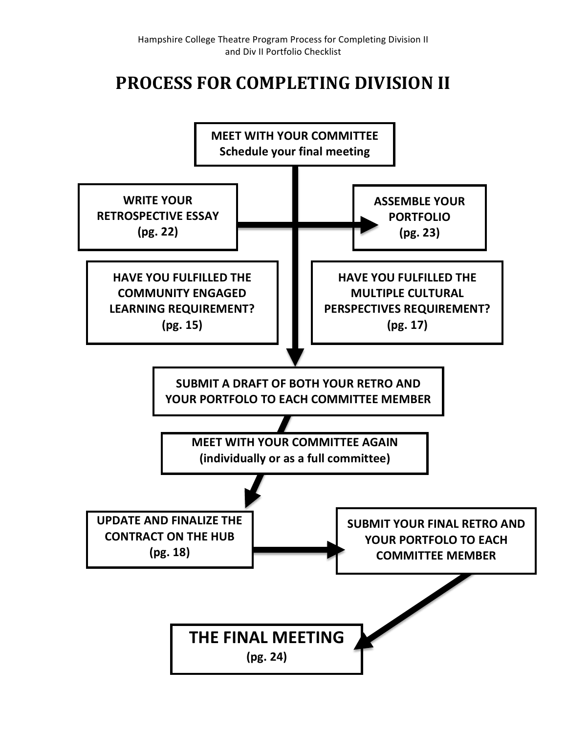Hampshire College Theatre Program Process for Completing Division II and Div II Portfolio Checklist

# PROCESS FOR COMPLETING DIVISION II

**MEET WITH YOUR COMMITTEE**
**Schedule your final meeting**

**WRITE YOUR RETROSPECTIVE ESSAY (pg. 22)**

**ASSEMBLE YOUR PORTFOLIO (pg. 23)**

**HAVE YOU FULFILLED THE COMMUNITY ENGAGED LEARNING REQUIREMENT? (pg. 15)**

**HAVE YOU FULFILLED THE MULTIPLE CULTURAL PERSPECTIVES REQUIREMENT? (pg. 17)**

**SUBMIT A DRAFT OF BOTH YOUR RETRO AND YOUR PORTFOLO TO EACH COMMITTEE MEMBER**

**MEET WITH YOUR COMMITTEE AGAIN (individually or as a full committee)**

**UPDATE AND FINALIZE THE CONTRACT ON THE HUB (pg. 18)**

**SUBMIT YOUR FINAL RETRO AND YOUR PORTFOLO TO EACH COMMITTEE MEMBER**

**THE FINAL MEETING (pg. 24)**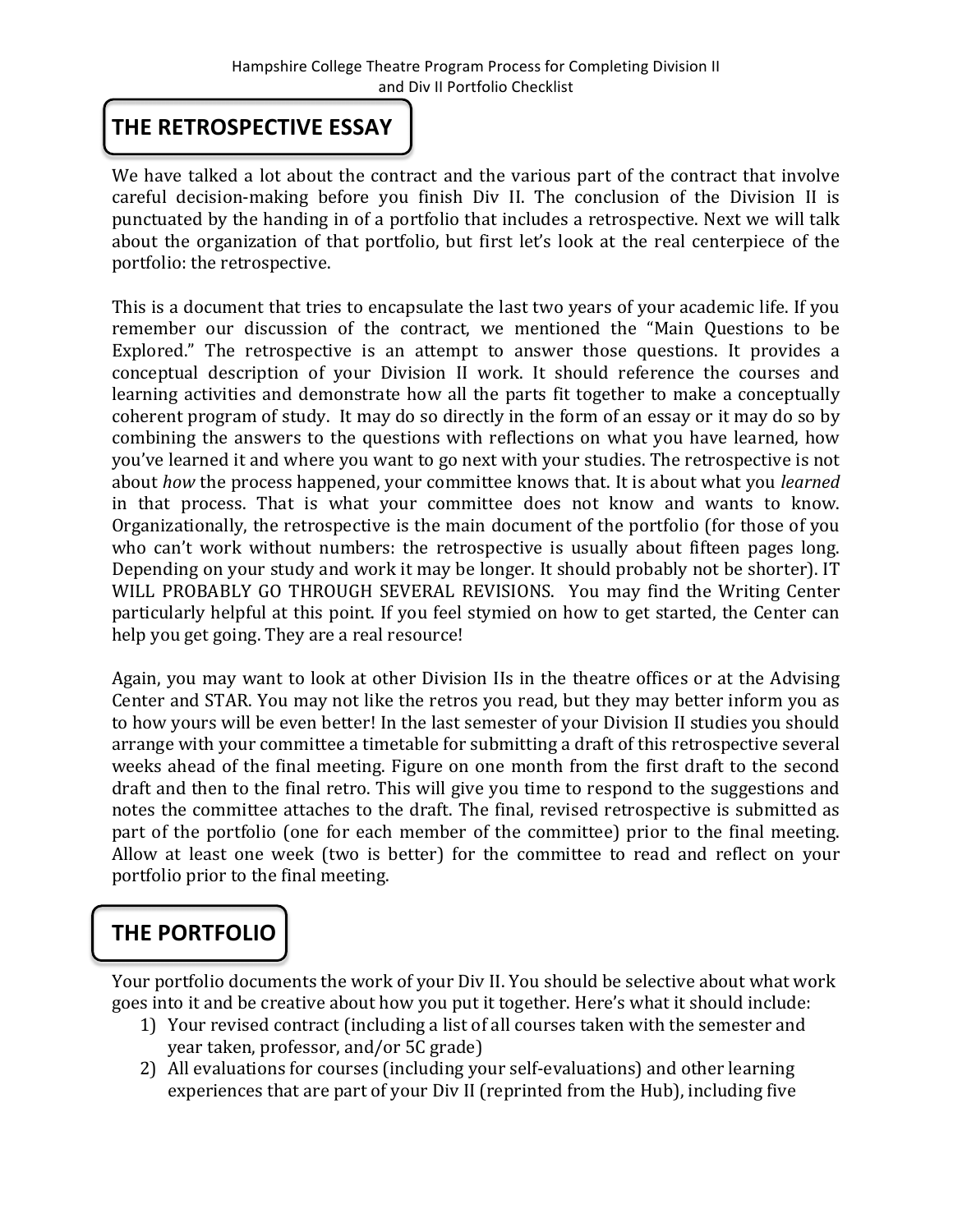## THE RETROSPECTIVE ESSAY

We have talked a lot about the contract and the various part of the contract that involve careful decision-making before you finish Div II. The conclusion of the Division II is punctuated by the handing in of a portfolio that includes a retrospective. Next we will talk about the organization of that portfolio, but first let's look at the real centerpiece of the portfolio: the retrospective.

This is a document that tries to encapsulate the last two years of your academic life. If you remember our discussion of the contract, we mentioned the "Main Questions to be Explored." The retrospective is an attempt to answer those questions. It provides a conceptual description of your Division II work. It should reference the courses and learning activities and demonstrate how all the parts fit together to make a conceptually coherent program of study. It may do so directly in the form of an essay or it may do so by combining the answers to the questions with reflections on what you have learned, how you've learned it and where you want to go next with your studies. The retrospective is not about *how* the process happened, your committee knows that. It is about what you *learned* in that process. That is what your committee does not know and wants to know. Organizationally, the retrospective is the main document of the portfolio (for those of you who can't work without numbers: the retrospective is usually about fifteen pages long. Depending on your study and work it may be longer. It should probably not be shorter). IT WILL PROBABLY GO THROUGH SEVERAL REVISIONS. You may find the Writing Center particularly helpful at this point. If you feel stymied on how to get started, the Center can help you get going. They are a real resource!

Again, you may want to look at other Division IIs in the theatre offices or at the Advising Center and STAR. You may not like the retros you read, but they may better inform you as to how yours will be even better! In the last semester of your Division II studies you should arrange with your committee a timetable for submitting a draft of this retrospective several weeks ahead of the final meeting. Figure on one month from the first draft to the second draft and then to the final retro. This will give you time to respond to the suggestions and notes the committee attaches to the draft. The final, revised retrospective is submitted as part of the portfolio (one for each member of the committee) prior to the final meeting. Allow at least one week (two is better) for the committee to read and reflect on your portfolio prior to the final meeting.

## THE PORTFOLIO

Your portfolio documents the work of your Div II. You should be selective about what work goes into it and be creative about how you put it together. Here's what it should include:

1) Your revised contract (including a list of all courses taken with the semester and year taken, professor, and/or 5C grade)
2) All evaluations for courses (including your self-evaluations) and other learning experiences that are part of your Div II (reprinted from the Hub), including five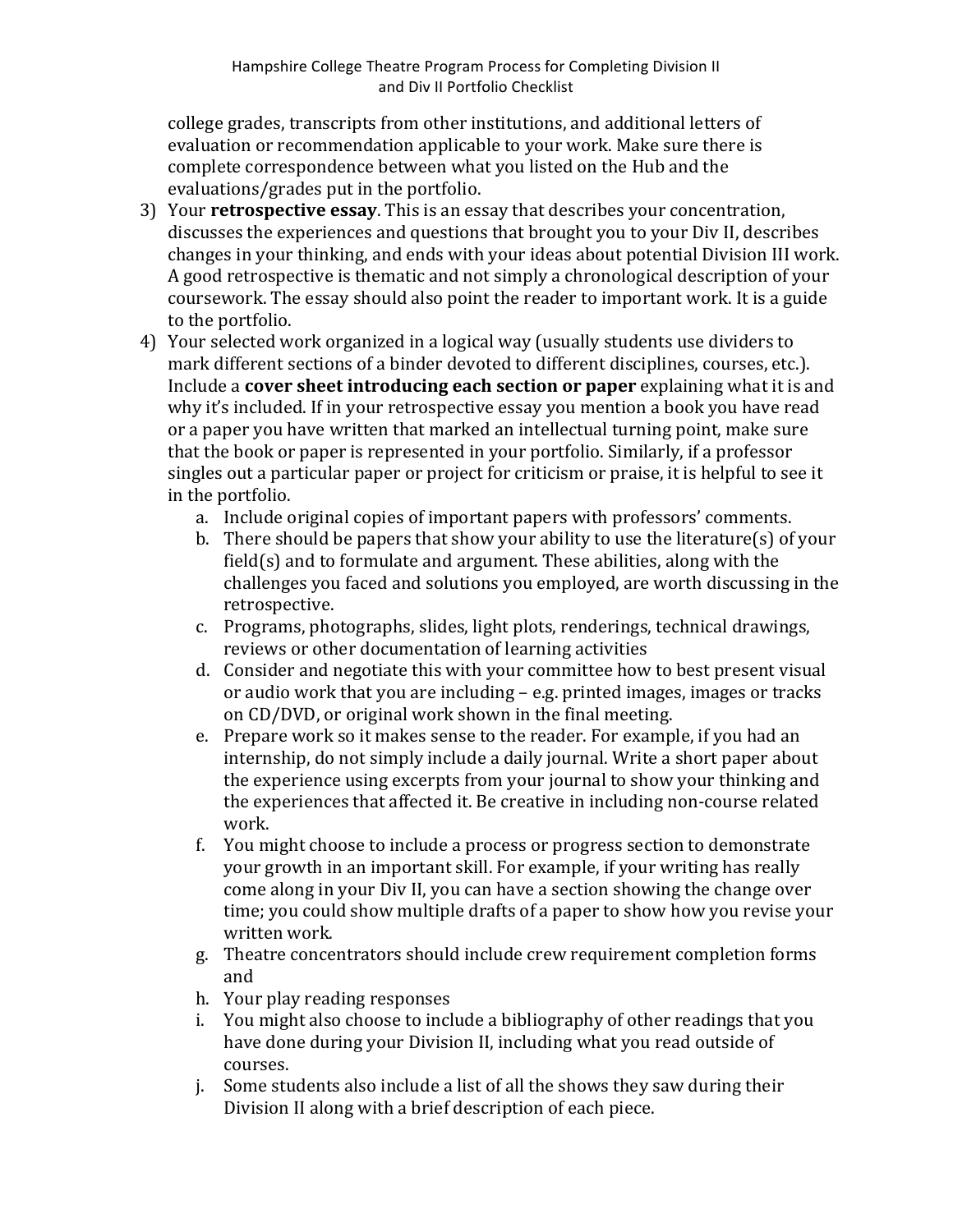college grades, transcripts from other institutions, and additional letters of evaluation or recommendation applicable to your work. Make sure there is complete correspondence between what you listed on the Hub and the evaluations/grades put in the portfolio.

3) Your **retrospective essay**. This is an essay that describes your concentration, discusses the experiences and questions that brought you to your Div II, describes changes in your thinking, and ends with your ideas about potential Division III work. A good retrospective is thematic and not simply a chronological description of your coursework. The essay should also point the reader to important work. It is a guide to the portfolio.
4) Your selected work organized in a logical way (usually students use dividers to mark different sections of a binder devoted to different disciplines, courses, etc.). Include a **cover sheet introducing each section or paper** explaining what it is and why it's included. If in your retrospective essay you mention a book you have read or a paper you have written that marked an intellectual turning point, make sure that the book or paper is represented in your portfolio. Similarly, if a professor singles out a particular paper or project for criticism or praise, it is helpful to see it in the portfolio.
    a. Include original copies of important papers with professors' comments.
    b. There should be papers that show your ability to use the literature(s) of your field(s) and to formulate and argument. These abilities, along with the challenges you faced and solutions you employed, are worth discussing in the retrospective.
    c. Programs, photographs, slides, light plots, renderings, technical drawings, reviews or other documentation of learning activities
    d. Consider and negotiate this with your committee how to best present visual or audio work that you are including – e.g. printed images, images or tracks on CD/DVD, or original work shown in the final meeting.
    e. Prepare work so it makes sense to the reader. For example, if you had an internship, do not simply include a daily journal. Write a short paper about the experience using excerpts from your journal to show your thinking and the experiences that affected it. Be creative in including non-course related work.
    f. You might choose to include a process or progress section to demonstrate your growth in an important skill. For example, if your writing has really come along in your Div II, you can have a section showing the change over time; you could show multiple drafts of a paper to show how you revise your written work.
    g. Theatre concentrators should include crew requirement completion forms and
    h. Your play reading responses
    i. You might also choose to include a bibliography of other readings that you have done during your Division II, including what you read outside of courses.
    j. Some students also include a list of all the shows they saw during their Division II along with a brief description of each piece.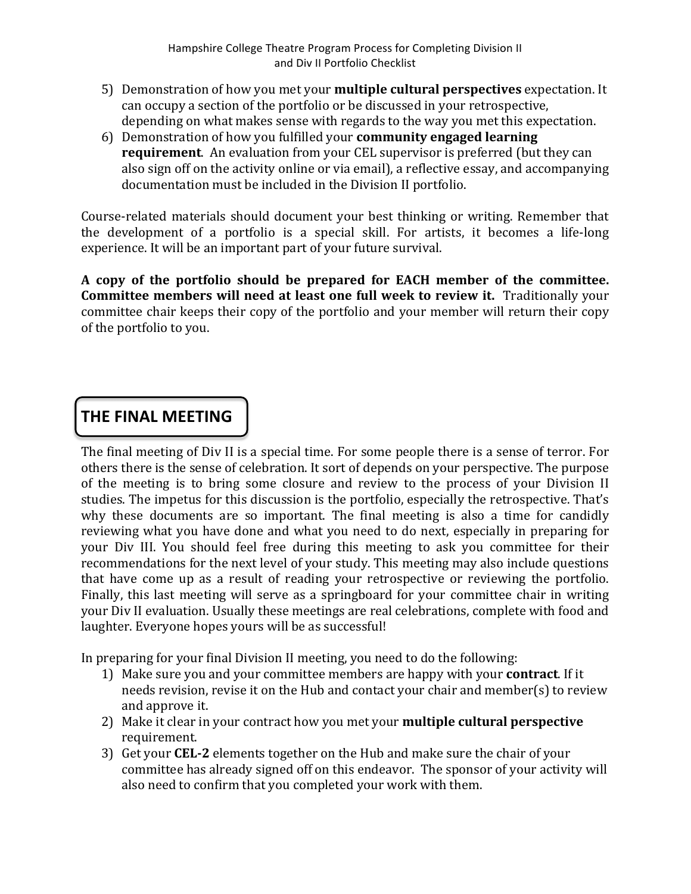5) Demonstration of how you met your **multiple cultural perspectives** expectation. It can occupy a section of the portfolio or be discussed in your retrospective, depending on what makes sense with regards to the way you met this expectation.
6) Demonstration of how you fulfilled your **community engaged learning requirement**. An evaluation from your CEL supervisor is preferred (but they can also sign off on the activity online or via email), a reflective essay, and accompanying documentation must be included in the Division II portfolio.

Course-related materials should document your best thinking or writing. Remember that the development of a portfolio is a special skill. For artists, it becomes a life-long experience. It will be an important part of your future survival.

**A copy of the portfolio should be prepared for EACH member of the committee. Committee members will need at least one full week to review it.** Traditionally your committee chair keeps their copy of the portfolio and your member will return their copy of the portfolio to you.

## THE FINAL MEETING

The final meeting of Div II is a special time. For some people there is a sense of terror. For others there is the sense of celebration. It sort of depends on your perspective. The purpose of the meeting is to bring some closure and review to the process of your Division II studies. The impetus for this discussion is the portfolio, especially the retrospective. That's why these documents are so important. The final meeting is also a time for candidly reviewing what you have done and what you need to do next, especially in preparing for your Div III. You should feel free during this meeting to ask you committee for their recommendations for the next level of your study. This meeting may also include questions that have come up as a result of reading your retrospective or reviewing the portfolio. Finally, this last meeting will serve as a springboard for your committee chair in writing your Div II evaluation. Usually these meetings are real celebrations, complete with food and laughter. Everyone hopes yours will be as successful!

In preparing for your final Division II meeting, you need to do the following:

1) Make sure you and your committee members are happy with your **contract**. If it needs revision, revise it on the Hub and contact your chair and member(s) to review and approve it.
2) Make it clear in your contract how you met your **multiple cultural perspective** requirement.
3) Get your **CEL-2** elements together on the Hub and make sure the chair of your committee has already signed off on this endeavor. The sponsor of your activity will also need to confirm that you completed your work with them.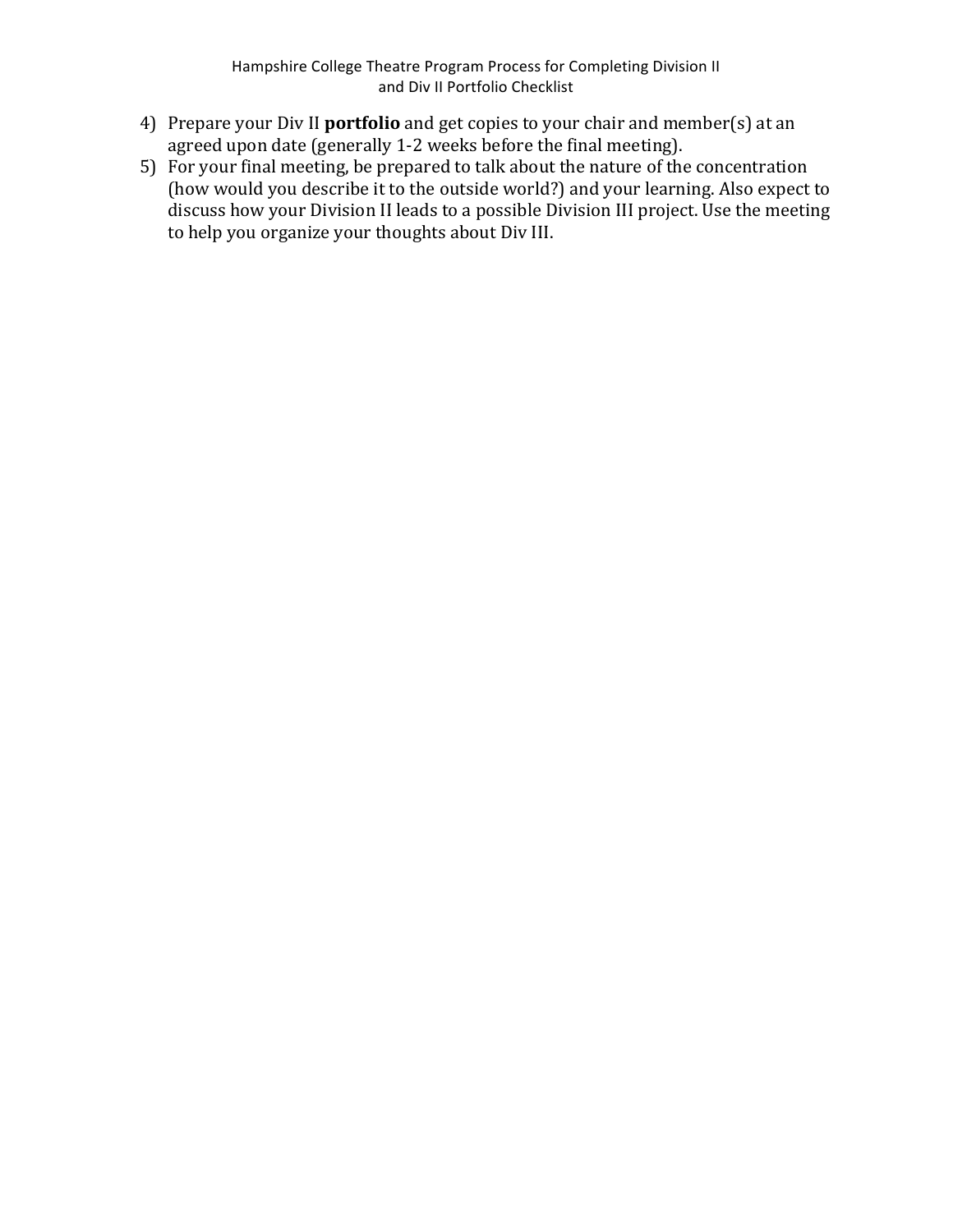4) Prepare your Div II **portfolio** and get copies to your chair and member(s) at an agreed upon date (generally 1-2 weeks before the final meeting).
5) For your final meeting, be prepared to talk about the nature of the concentration (how would you describe it to the outside world?) and your learning. Also expect to discuss how your Division II leads to a possible Division III project. Use the meeting to help you organize your thoughts about Div III.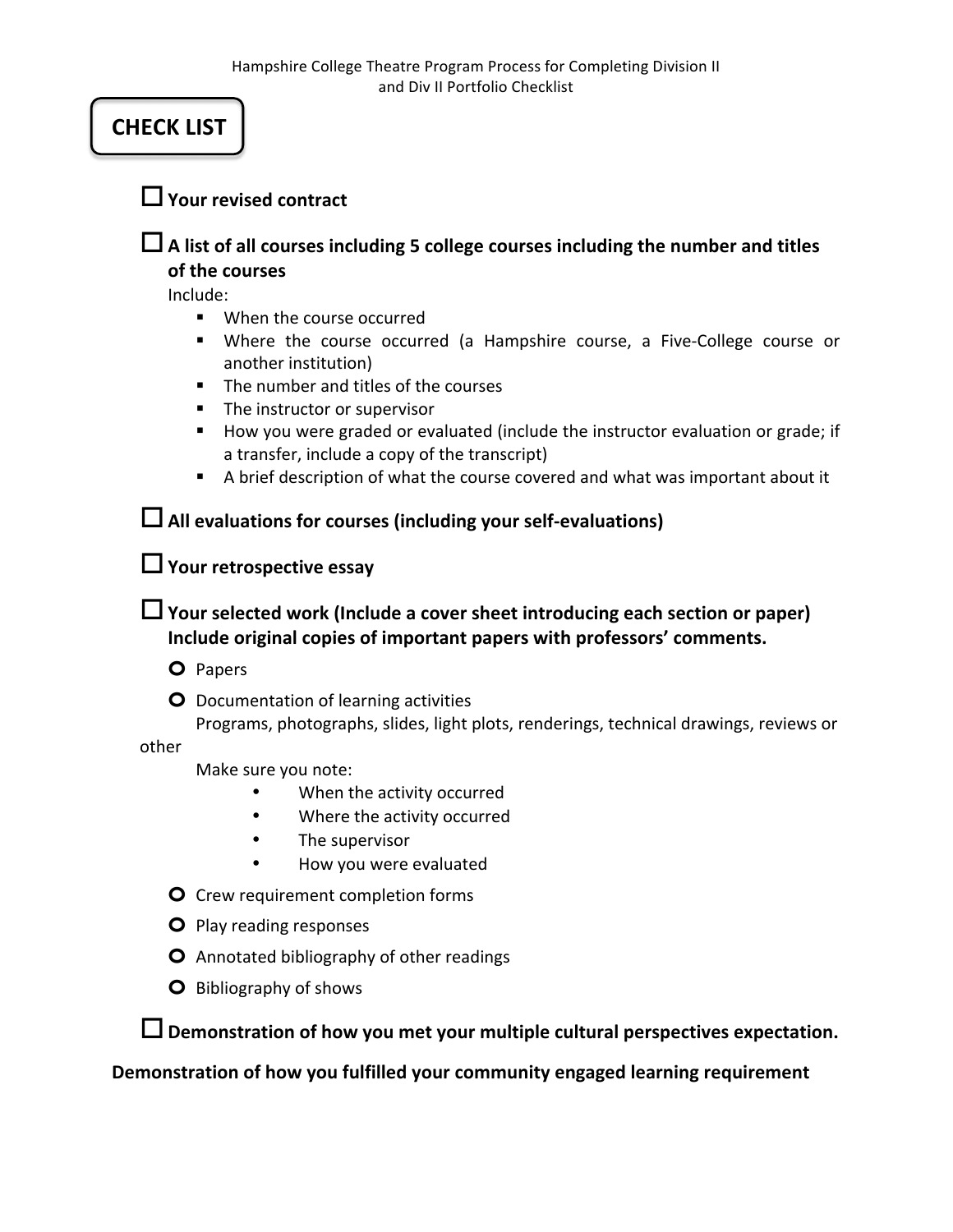Hampshire College Theatre Program Process for Completing Division II and Div II Portfolio Checklist

# CHECK LIST

- ☐ **Your revised contract**

- ☐ **A list of all courses including 5 college courses including the number and titles of the courses**

  Include:
  - When the course occurred
  - Where the course occurred (a Hampshire course, a Five-College course or another institution)
  - The number and titles of the courses
  - The instructor or supervisor
  - How you were graded or evaluated (include the instructor evaluation or grade; if a transfer, include a copy of the transcript)
  - A brief description of what the course covered and what was important about it

- ☐ **All evaluations for courses (including your self-evaluations)**

- ☐ **Your retrospective essay**

- ☐ **Your selected work (Include a cover sheet introducing each section or paper) Include original copies of important papers with professors' comments.**
  - Papers
  - Documentation of learning activities

    Programs, photographs, slides, light plots, renderings, technical drawings, reviews or other

    Make sure you note:
    - When the activity occurred
    - Where the activity occurred
    - The supervisor
    - How you were evaluated
  - Crew requirement completion forms
  - Play reading responses
  - Annotated bibliography of other readings
  - Bibliography of shows

- ☐ **Demonstration of how you met your multiple cultural perspectives expectation.**

**Demonstration of how you fulfilled your community engaged learning requirement**